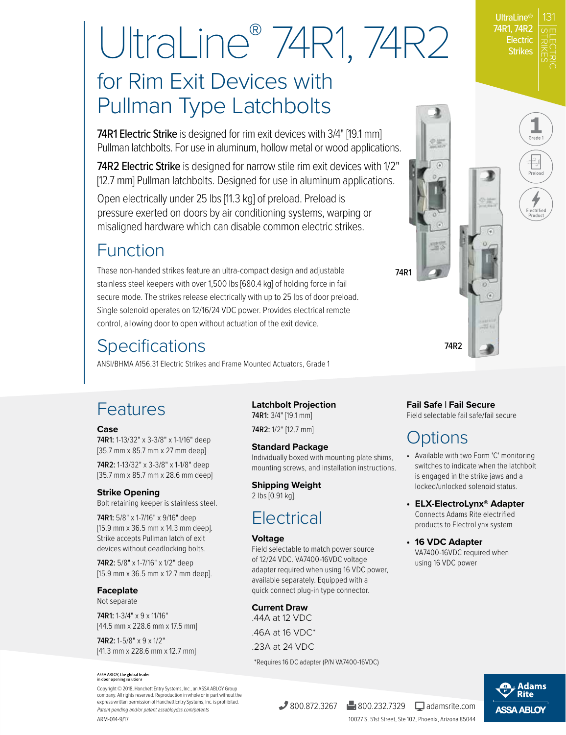# UltraLine® 74R1, 74R2

## for Rim Exit Devices with Pullman Type Latchbolts

**74R1 Electric Strike** is designed for rim exit devices with 3/4" [19.1 mm] Pullman latchbolts. For use in aluminum, hollow metal or wood applications.

**74R2 Electric Strike** is designed for narrow stile rim exit devices with 1/2" [12.7 mm] Pullman latchbolts. Designed for use in aluminum applications.

Open electrically under 25 lbs [11.3 kg] of preload. Preload is pressure exerted on doors by air conditioning systems, warping or misaligned hardware which can disable common electric strikes.

## Function

These non-handed strikes feature an ultra-compact design and adjustable stainless steel keepers with over 1,500 lbs [680.4 kg] of holding force in fail secure mode. The strikes release electrically with up to 25 lbs of door preload. Single solenoid operates on 12/16/24 VDC power. Provides electrical remote control, allowing door to open without actuation of the exit device.

## Specifications

ANSI/BHMA A156.31 Electric Strikes and Frame Mounted Actuators, Grade 1

74R1

74R2

Grade 1 · Preload · Electrified Product

## Features

### Case

**74R1:** 1-13/32" x 3-3/8" x 1-1/16" deep [35.7 mm x 85.7 mm x 27 mm deep]

**74R2:** 1-13/32" x 3-3/8" x 1-1/8" deep [35.7 mm x 85.7 mm x 28.6 mm deep]

### Strike Opening

Bolt retaining keeper is stainless steel.

**74R1:** 5/8" x 1-7/16" x 9/16" deep [15.9 mm x 36.5 mm x 14.3 mm deep]. Strike accepts Pullman latch of exit devices without deadlocking bolts.

**74R2:** 5/8" x 1-7/16" x 1/2" deep [15.9 mm x 36.5 mm x 12.7 mm deep].

### Faceplate

Not separate

**74R1:** 1-3/4" x 9 x 11/16" [44.5 mm x 228.6 mm x 17.5 mm]

**74R2:** 1-5/8" x 9 x 1/2" [41.3 mm x 228.6 mm x 12.7 mm]

### Latchbolt Projection

**74R1:** 3/4" [19.1 mm]

**74R2:** 1/2" [12.7 mm]

### Standard Package

Individually boxed with mounting plate shims, mounting screws, and installation instructions.

### Shipping Weight

2 lbs [0.91 kg].

## Electrical

### Voltage

Field selectable to match power source of 12/24 VDC. VA7400-16VDC voltage adapter required when using 16 VDC power, available separately. Equipped with a quick connect plug-in type connector.

### Current Draw

.44A at 12 VDC

.46A at 16 VDC*

.23A at 24 VDC

*Requires 16 DC adapter (P/N VA7400-16VDC)

### Fail Safe | Fail Secure

Field selectable fail safe/fail secure

## Options

- Available with two Form 'C' monitoring switches to indicate when the latchbolt is engaged in the strike jaws and a locked/unlocked solenoid status.
- **ELX-ElectroLynx® Adapter**
  Connects Adams Rite electrified products to ElectroLynx system
- **16 VDC Adapter**
  VA7400-16VDC required when using 16 VDC power

ASSA ABLOY, the global leader in door opening solutions

Copyright © 2018, Hanchett Entry Systems, Inc., an ASSA ABLOY Group company. All rights reserved. Reproduction in whole or in part without the express written permission of Hanchett Entry Systems, Inc. is prohibited.

*Patent pending and/or patent assabloydss.com/patents*

ARM-014-9/17

800.872.3267 · 800.232.7329 · adamsrite.com

10027 S. 51st Street, Ste 102, Phoenix, Arizona 85044

Adams Rite · ASSA ABLOY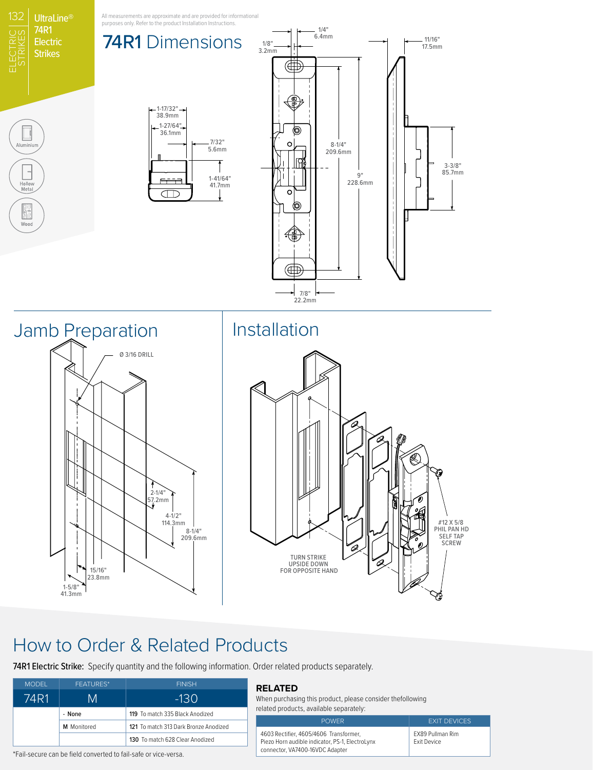UltraLine® 74R1 Electric Strikes

Aluminium

Hollow Metal

Wood

All measurements are approximate and are provided for informational purposes only. Refer to the product Installation Instructions.

# 74R1 Dimensions

1/4" 6.4mm

1/8" 3.2mm

11/16" 17.5mm

1-17/32" 38.9mm

1-27/64" 36.1mm

7/32" 5.6mm

1-41/64" 41.7mm

8-1/4" 209.6mm

9" 228.6mm

3-3/8" 85.7mm

7/8" 22.2mm

## Jamb Preparation

Ø 3/16 DRILL

2-1/4" 57.2mm

4-1/2" 114.3mm

8-1/4" 209.6mm

15/16" 23.8mm

1-5/8" 41.3mm

## Installation

TURN STRIKE UPSIDE DOWN FOR OPPOSITE HAND

#12 X 5/8 PHIL PAN HD SELF TAP SCREW

# How to Order & Related Products

**74R1 Electric Strike:** Specify quantity and the following information. Order related products separately.

| MODEL | FEATURES* | FINISH |
|---|---|---|
| 74R1 | M | -130 |
| | - None | **119** To match 335 Black Anodized |
| | **M** Monitored | **121** To match 313 Dark Bronze Anodized |
| | | **130** To match 628 Clear Anodized |

*Fail-secure can be field converted to fail-safe or vice-versa.

### RELATED

When purchasing this product, please consider thefollowing related products, available separately:

| POWER | EXIT DEVICES |
|---|---|
| 4603 Rectifier, 4605/4606 Transformer, Piezo Horn audible indicator, PS-1, ElectroLynx connector, VA7400-16VDC Adapter | EX89 Pullman Rim Exit Device |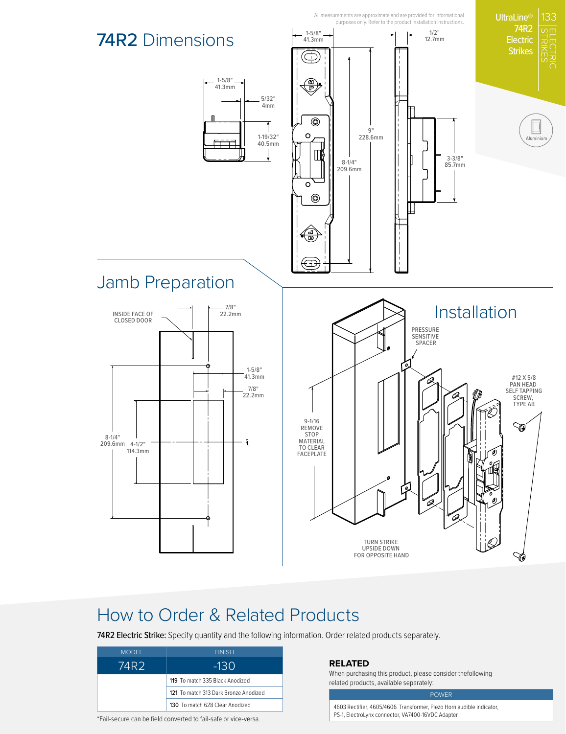All measurements are approximate and are provided for informational purposes only. Refer to the product Installation Instructions.

## 74R2 Dimensions

1-5/8" 41.3mm

5/32" 4mm

1-19/32" 40.5mm

1-5/8" 41.3mm

9" 228.6mm

8-1/4" 209.6mm

1/2" 12.7mm

3-3/8" 85.7mm

Aluminium

## Jamb Preparation

INSIDE FACE OF CLOSED DOOR

7/8" 22.2mm

1-5/8" 41.3mm

7/8" 22.2mm

8-1/4" 209.6mm

4-1/2" 114.3mm

℄

## Installation

PRESSURE SENSITIVE SPACER

#12 X 5/8 PAN HEAD SELF TAPPING SCREW, TYPE AB

9-1/16 REMOVE STOP MATERIAL TO CLEAR FACEPLATE

TURN STRIKE UPSIDE DOWN FOR OPPOSITE HAND

## How to Order & Related Products

**74R2 Electric Strike:** Specify quantity and the following information. Order related products separately.

| MODEL | FINISH |
|---|---|
| 74R2 | -130 |
| | **119** To match 335 Black Anodized |
| | **121** To match 313 Dark Bronze Anodized |
| | **130** To match 628 Clear Anodized |

*Fail-secure can be field converted to fail-safe or vice-versa.

### RELATED

When purchasing this product, please consider thefollowing related products, available separately:

| POWER |
|---|
| 4603 Rectifier, 4605/4606 Transformer, Piezo Horn audible indicator, PS-1, ElectroLynx connector, VA7400-16VDC Adapter |